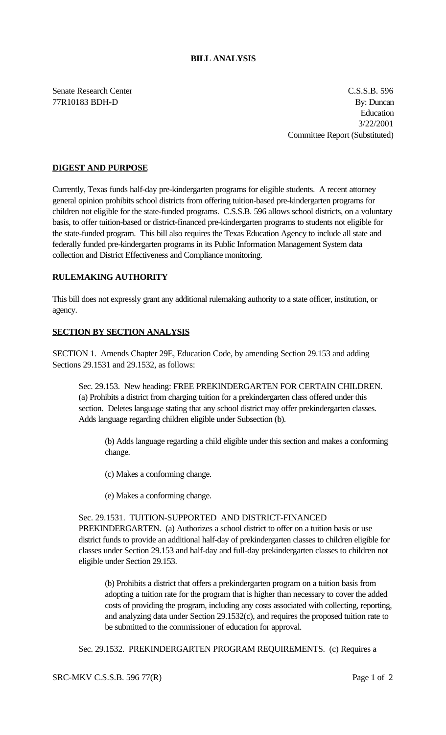**BILL ANALYSIS**

Senate Research Center C.S.S.B. 596
77R10183 BDH-D By: Duncan
Education
3/22/2001
Committee Report (Substituted)

## DIGEST AND PURPOSE

Currently, Texas funds half-day pre-kindergarten programs for eligible students. A recent attorney general opinion prohibits school districts from offering tuition-based pre-kindergarten programs for children not eligible for the state-funded programs. C.S.S.B. 596 allows school districts, on a voluntary basis, to offer tuition-based or district-financed pre-kindergarten programs to students not eligible for the state-funded program. This bill also requires the Texas Education Agency to include all state and federally funded pre-kindergarten programs in its Public Information Management System data collection and District Effectiveness and Compliance monitoring.

## RULEMAKING AUTHORITY

This bill does not expressly grant any additional rulemaking authority to a state officer, institution, or agency.

## SECTION BY SECTION ANALYSIS

SECTION 1. Amends Chapter 29E, Education Code, by amending Section 29.153 and adding Sections 29.1531 and 29.1532, as follows:

Sec. 29.153. New heading: FREE PREKINDERGARTEN FOR CERTAIN CHILDREN. (a) Prohibits a district from charging tuition for a prekindergarten class offered under this section. Deletes language stating that any school district may offer prekindergarten classes. Adds language regarding children eligible under Subsection (b).

(b) Adds language regarding a child eligible under this section and makes a conforming change.

(c) Makes a conforming change.

(e) Makes a conforming change.

Sec. 29.1531. TUITION-SUPPORTED AND DISTRICT-FINANCED PREKINDERGARTEN. (a) Authorizes a school district to offer on a tuition basis or use district funds to provide an additional half-day of prekindergarten classes to children eligible for classes under Section 29.153 and half-day and full-day prekindergarten classes to children not eligible under Section 29.153.

(b) Prohibits a district that offers a prekindergarten program on a tuition basis from adopting a tuition rate for the program that is higher than necessary to cover the added costs of providing the program, including any costs associated with collecting, reporting, and analyzing data under Section 29.1532(c), and requires the proposed tuition rate to be submitted to the commissioner of education for approval.

Sec. 29.1532. PREKINDERGARTEN PROGRAM REQUIREMENTS. (c) Requires a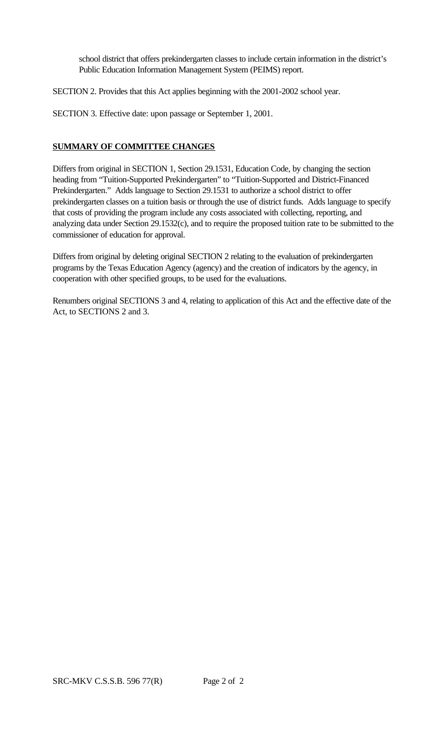school district that offers prekindergarten classes to include certain information in the district's Public Education Information Management System (PEIMS) report.

SECTION 2. Provides that this Act applies beginning with the 2001-2002 school year.

SECTION 3. Effective date: upon passage or September 1, 2001.

## SUMMARY OF COMMITTEE CHANGES

Differs from original in SECTION 1, Section 29.1531, Education Code, by changing the section heading from "Tuition-Supported Prekindergarten" to "Tuition-Supported and District-Financed Prekindergarten." Adds language to Section 29.1531 to authorize a school district to offer prekindergarten classes on a tuition basis or through the use of district funds. Adds language to specify that costs of providing the program include any costs associated with collecting, reporting, and analyzing data under Section 29.1532(c), and to require the proposed tuition rate to be submitted to the commissioner of education for approval.

Differs from original by deleting original SECTION 2 relating to the evaluation of prekindergarten programs by the Texas Education Agency (agency) and the creation of indicators by the agency, in cooperation with other specified groups, to be used for the evaluations.

Renumbers original SECTIONS 3 and 4, relating to application of this Act and the effective date of the Act, to SECTIONS 2 and 3.